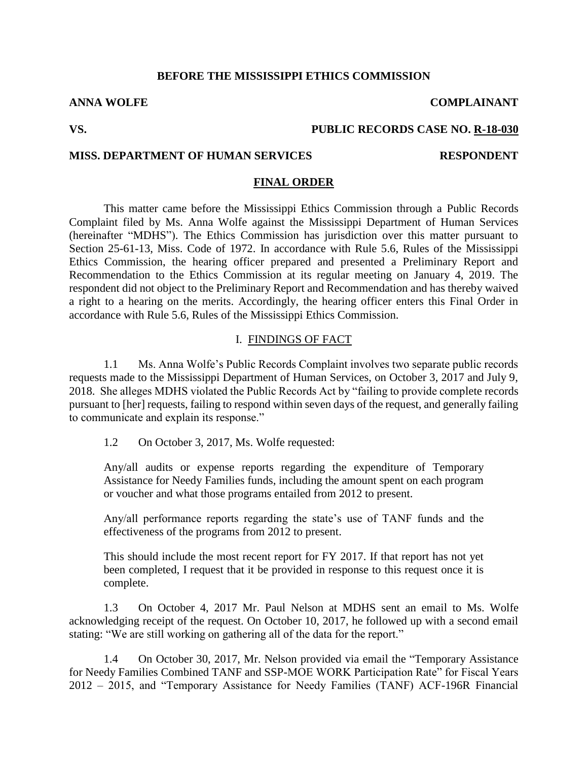**BEFORE THE MISSISSIPPI ETHICS COMMISSION**

**ANNA WOLFE** **COMPLAINANT**

**VS.** **PUBLIC RECORDS CASE NO. R-18-030**

**MISS. DEPARTMENT OF HUMAN SERVICES** **RESPONDENT**

**FINAL ORDER**

This matter came before the Mississippi Ethics Commission through a Public Records Complaint filed by Ms. Anna Wolfe against the Mississippi Department of Human Services (hereinafter "MDHS"). The Ethics Commission has jurisdiction over this matter pursuant to Section 25-61-13, Miss. Code of 1972. In accordance with Rule 5.6, Rules of the Mississippi Ethics Commission, the hearing officer prepared and presented a Preliminary Report and Recommendation to the Ethics Commission at its regular meeting on January 4, 2019. The respondent did not object to the Preliminary Report and Recommendation and has thereby waived a right to a hearing on the merits. Accordingly, the hearing officer enters this Final Order in accordance with Rule 5.6, Rules of the Mississippi Ethics Commission.

## I. FINDINGS OF FACT

1.1 Ms. Anna Wolfe's Public Records Complaint involves two separate public records requests made to the Mississippi Department of Human Services, on October 3, 2017 and July 9, 2018. She alleges MDHS violated the Public Records Act by "failing to provide complete records pursuant to [her] requests, failing to respond within seven days of the request, and generally failing to communicate and explain its response."

1.2 On October 3, 2017, Ms. Wolfe requested:

> Any/all audits or expense reports regarding the expenditure of Temporary Assistance for Needy Families funds, including the amount spent on each program or voucher and what those programs entailed from 2012 to present.
>
> Any/all performance reports regarding the state's use of TANF funds and the effectiveness of the programs from 2012 to present.
>
> This should include the most recent report for FY 2017. If that report has not yet been completed, I request that it be provided in response to this request once it is complete.

1.3 On October 4, 2017 Mr. Paul Nelson at MDHS sent an email to Ms. Wolfe acknowledging receipt of the request. On October 10, 2017, he followed up with a second email stating: "We are still working on gathering all of the data for the report."

1.4 On October 30, 2017, Mr. Nelson provided via email the "Temporary Assistance for Needy Families Combined TANF and SSP-MOE WORK Participation Rate" for Fiscal Years 2012 – 2015, and "Temporary Assistance for Needy Families (TANF) ACF-196R Financial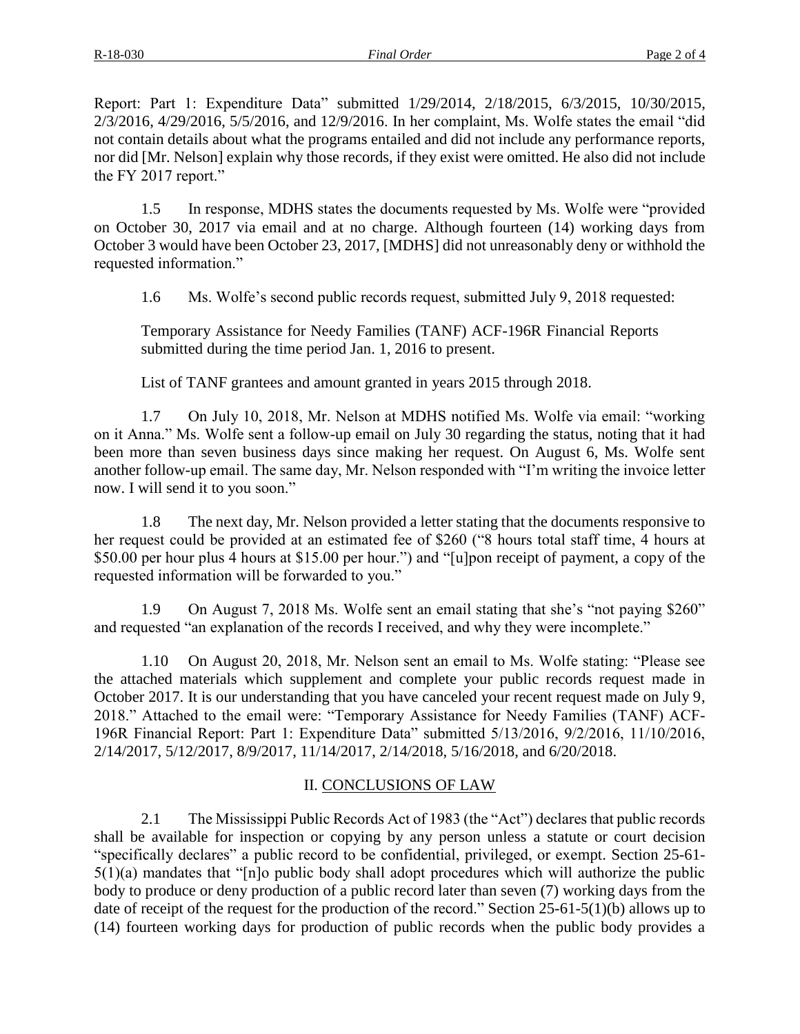Report: Part 1: Expenditure Data" submitted 1/29/2014, 2/18/2015, 6/3/2015, 10/30/2015, 2/3/2016, 4/29/2016, 5/5/2016, and 12/9/2016. In her complaint, Ms. Wolfe states the email "did not contain details about what the programs entailed and did not include any performance reports, nor did [Mr. Nelson] explain why those records, if they exist were omitted. He also did not include the FY 2017 report."

1.5 In response, MDHS states the documents requested by Ms. Wolfe were "provided on October 30, 2017 via email and at no charge. Although fourteen (14) working days from October 3 would have been October 23, 2017, [MDHS] did not unreasonably deny or withhold the requested information."

1.6 Ms. Wolfe's second public records request, submitted July 9, 2018 requested:

> Temporary Assistance for Needy Families (TANF) ACF-196R Financial Reports submitted during the time period Jan. 1, 2016 to present.
>
> List of TANF grantees and amount granted in years 2015 through 2018.

1.7 On July 10, 2018, Mr. Nelson at MDHS notified Ms. Wolfe via email: "working on it Anna." Ms. Wolfe sent a follow-up email on July 30 regarding the status, noting that it had been more than seven business days since making her request. On August 6, Ms. Wolfe sent another follow-up email. The same day, Mr. Nelson responded with "I'm writing the invoice letter now. I will send it to you soon."

1.8 The next day, Mr. Nelson provided a letter stating that the documents responsive to her request could be provided at an estimated fee of $260 ("8 hours total staff time, 4 hours at $50.00 per hour plus 4 hours at $15.00 per hour.") and "[u]pon receipt of payment, a copy of the requested information will be forwarded to you."

1.9 On August 7, 2018 Ms. Wolfe sent an email stating that she's "not paying $260" and requested "an explanation of the records I received, and why they were incomplete."

1.10 On August 20, 2018, Mr. Nelson sent an email to Ms. Wolfe stating: "Please see the attached materials which supplement and complete your public records request made in October 2017. It is our understanding that you have canceled your recent request made on July 9, 2018." Attached to the email were: "Temporary Assistance for Needy Families (TANF) ACF-196R Financial Report: Part 1: Expenditure Data" submitted 5/13/2016, 9/2/2016, 11/10/2016, 2/14/2017, 5/12/2017, 8/9/2017, 11/14/2017, 2/14/2018, 5/16/2018, and 6/20/2018.

## II. CONCLUSIONS OF LAW

2.1 The Mississippi Public Records Act of 1983 (the "Act") declares that public records shall be available for inspection or copying by any person unless a statute or court decision "specifically declares" a public record to be confidential, privileged, or exempt. Section 25-61-5(1)(a) mandates that "[n]o public body shall adopt procedures which will authorize the public body to produce or deny production of a public record later than seven (7) working days from the date of receipt of the request for the production of the record." Section 25-61-5(1)(b) allows up to (14) fourteen working days for production of public records when the public body provides a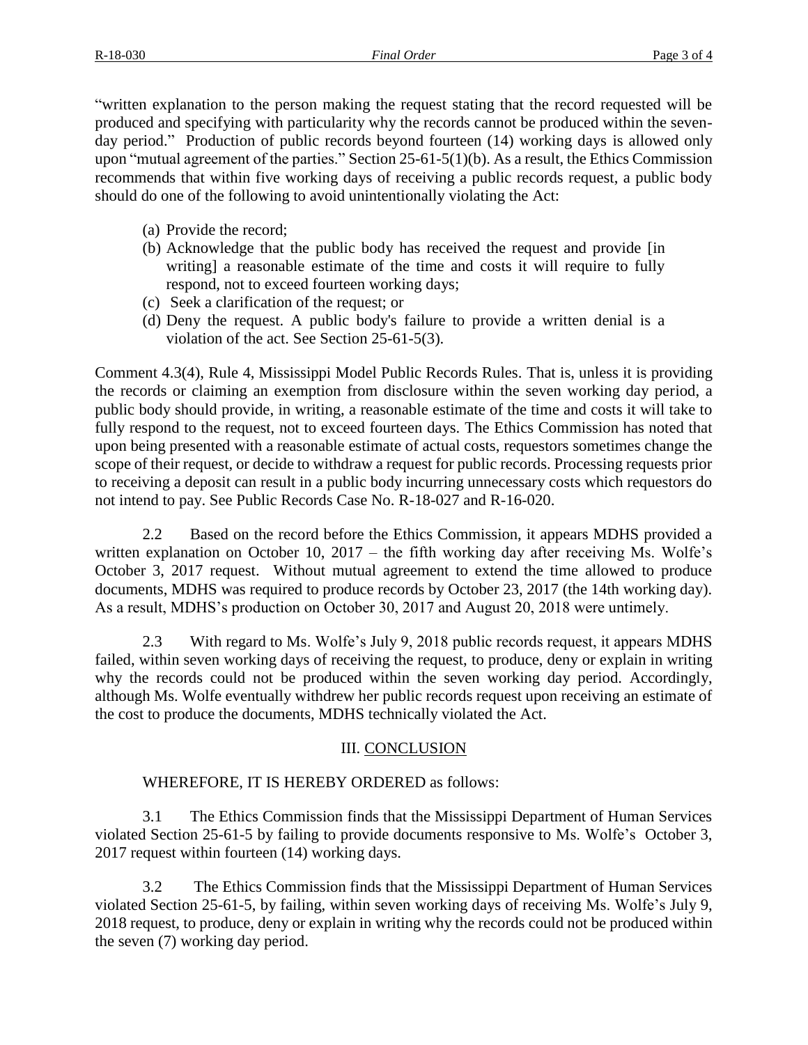"written explanation to the person making the request stating that the record requested will be produced and specifying with particularity why the records cannot be produced within the seven-day period." Production of public records beyond fourteen (14) working days is allowed only upon "mutual agreement of the parties." Section 25-61-5(1)(b). As a result, the Ethics Commission recommends that within five working days of receiving a public records request, a public body should do one of the following to avoid unintentionally violating the Act:

(a) Provide the record;

(b) Acknowledge that the public body has received the request and provide [in writing] a reasonable estimate of the time and costs it will require to fully respond, not to exceed fourteen working days;

(c) Seek a clarification of the request; or

(d) Deny the request. A public body's failure to provide a written denial is a violation of the act. See Section 25-61-5(3).

Comment 4.3(4), Rule 4, Mississippi Model Public Records Rules. That is, unless it is providing the records or claiming an exemption from disclosure within the seven working day period, a public body should provide, in writing, a reasonable estimate of the time and costs it will take to fully respond to the request, not to exceed fourteen days. The Ethics Commission has noted that upon being presented with a reasonable estimate of actual costs, requestors sometimes change the scope of their request, or decide to withdraw a request for public records. Processing requests prior to receiving a deposit can result in a public body incurring unnecessary costs which requestors do not intend to pay. See Public Records Case No. R-18-027 and R-16-020.

2.2 Based on the record before the Ethics Commission, it appears MDHS provided a written explanation on October 10, 2017 – the fifth working day after receiving Ms. Wolfe's October 3, 2017 request. Without mutual agreement to extend the time allowed to produce documents, MDHS was required to produce records by October 23, 2017 (the 14th working day). As a result, MDHS's production on October 30, 2017 and August 20, 2018 were untimely.

2.3 With regard to Ms. Wolfe's July 9, 2018 public records request, it appears MDHS failed, within seven working days of receiving the request, to produce, deny or explain in writing why the records could not be produced within the seven working day period. Accordingly, although Ms. Wolfe eventually withdrew her public records request upon receiving an estimate of the cost to produce the documents, MDHS technically violated the Act.

## III. CONCLUSION

WHEREFORE, IT IS HEREBY ORDERED as follows:

3.1 The Ethics Commission finds that the Mississippi Department of Human Services violated Section 25-61-5 by failing to provide documents responsive to Ms. Wolfe's October 3, 2017 request within fourteen (14) working days.

3.2 The Ethics Commission finds that the Mississippi Department of Human Services violated Section 25-61-5, by failing, within seven working days of receiving Ms. Wolfe's July 9, 2018 request, to produce, deny or explain in writing why the records could not be produced within the seven (7) working day period.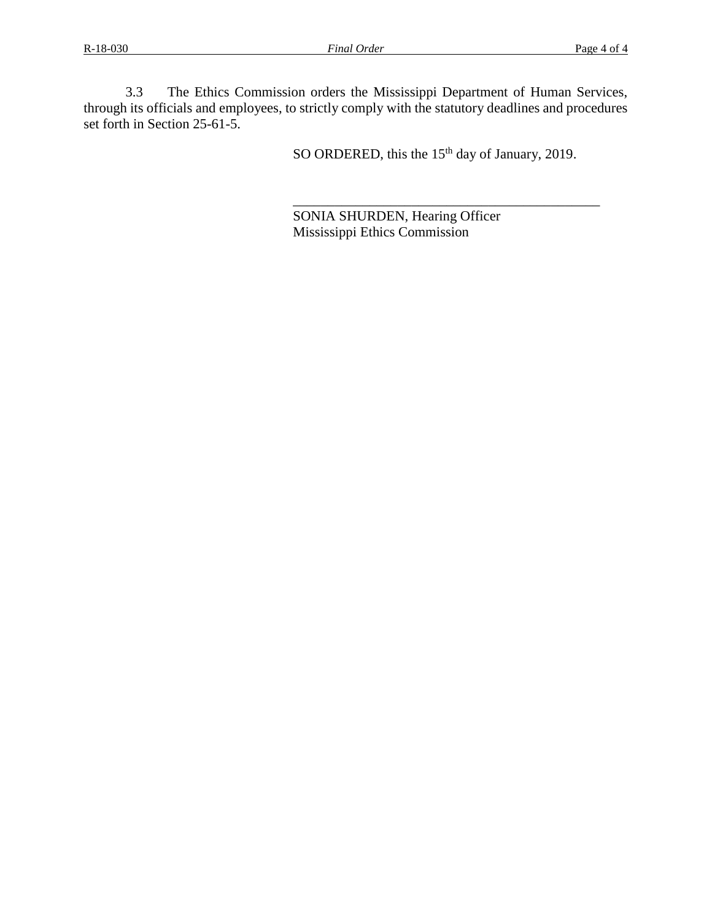3.3 The Ethics Commission orders the Mississippi Department of Human Services, through its officials and employees, to strictly comply with the statutory deadlines and procedures set forth in Section 25-61-5.

SO ORDERED, this the 15th day of January, 2019.

\_\_\_\_\_\_\_\_\_\_\_\_\_\_\_\_\_\_\_\_\_\_\_\_\_\_\_\_\_\_\_\_\_\_\_\_\_\_\_\_\_\_\_\_

SONIA SHURDEN, Hearing Officer
Mississippi Ethics Commission